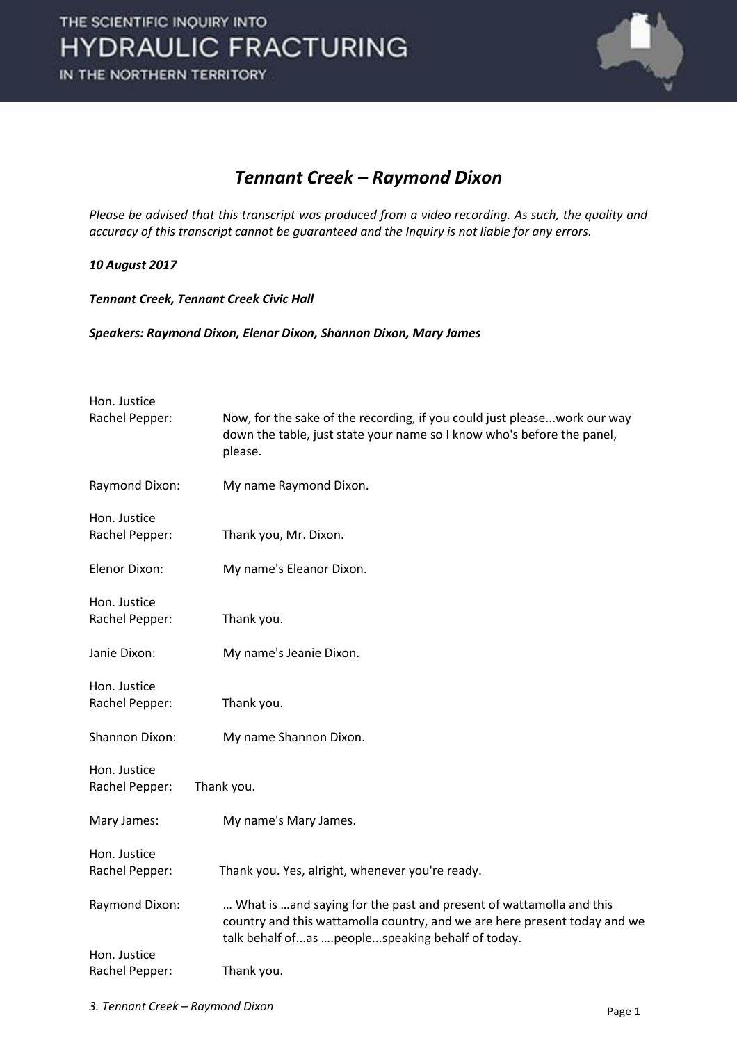# Tennant Creek – Raymond Dixon

*Please be advised that this transcript was produced from a video recording. As such, the quality and accuracy of this transcript cannot be guaranteed and the Inquiry is not liable for any errors.*

***10 August 2017***

***Tennant Creek, Tennant Creek Civic Hall***

***Speakers: Raymond Dixon, Elenor Dixon, Shannon Dixon, Mary James***

**Hon. Justice Rachel Pepper:** Now, for the sake of the recording, if you could just please...work our way down the table, just state your name so I know who's before the panel, please.

**Raymond Dixon:** My name Raymond Dixon.

**Hon. Justice Rachel Pepper:** Thank you, Mr. Dixon.

**Elenor Dixon:** My name's Eleanor Dixon.

**Hon. Justice Rachel Pepper:** Thank you.

**Janie Dixon:** My name's Jeanie Dixon.

**Hon. Justice Rachel Pepper:** Thank you.

**Shannon Dixon:** My name Shannon Dixon.

**Hon. Justice Rachel Pepper:** Thank you.

**Mary James:** My name's Mary James.

**Hon. Justice Rachel Pepper:** Thank you. Yes, alright, whenever you're ready.

**Raymond Dixon:** … What is …and saying for the past and present of wattamolla and this country and this wattamolla country, and we are here present today and we talk behalf of...as ….people...speaking behalf of today.

**Hon. Justice Rachel Pepper:** Thank you.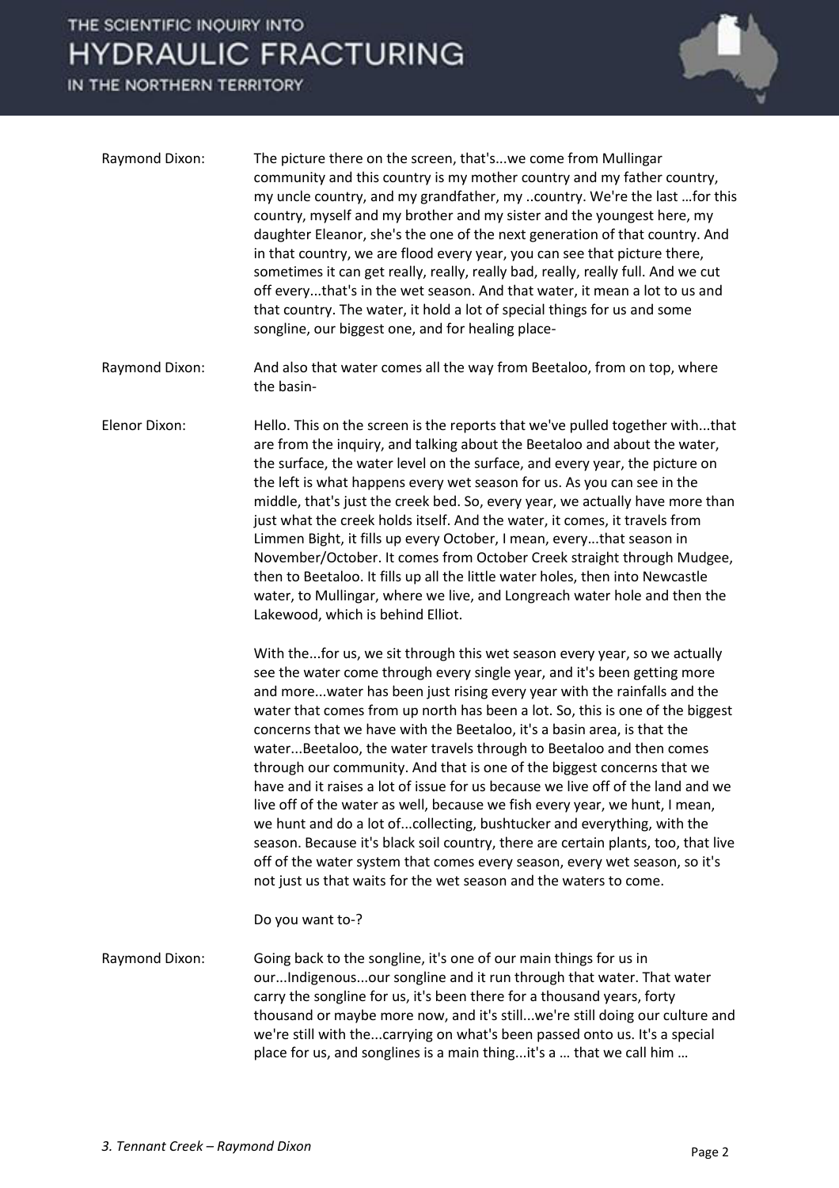Raymond Dixon: The picture there on the screen, that's...we come from Mullingar community and this country is my mother country and my father country, my uncle country, and my grandfather, my ..country. We're the last …for this country, myself and my brother and my sister and the youngest here, my daughter Eleanor, she's the one of the next generation of that country. And in that country, we are flood every year, you can see that picture there, sometimes it can get really, really, really bad, really, really full. And we cut off every...that's in the wet season. And that water, it mean a lot to us and that country. The water, it hold a lot of special things for us and some songline, our biggest one, and for healing place-

Raymond Dixon: And also that water comes all the way from Beetaloo, from on top, where the basin-

Elenor Dixon: Hello. This on the screen is the reports that we've pulled together with...that are from the inquiry, and talking about the Beetaloo and about the water, the surface, the water level on the surface, and every year, the picture on the left is what happens every wet season for us. As you can see in the middle, that's just the creek bed. So, every year, we actually have more than just what the creek holds itself. And the water, it comes, it travels from Limmen Bight, it fills up every October, I mean, every...that season in November/October. It comes from October Creek straight through Mudgee, then to Beetaloo. It fills up all the little water holes, then into Newcastle water, to Mullingar, where we live, and Longreach water hole and then the Lakewood, which is behind Elliot.

With the...for us, we sit through this wet season every year, so we actually see the water come through every single year, and it's been getting more and more...water has been just rising every year with the rainfalls and the water that comes from up north has been a lot. So, this is one of the biggest concerns that we have with the Beetaloo, it's a basin area, is that the water...Beetaloo, the water travels through to Beetaloo and then comes through our community. And that is one of the biggest concerns that we have and it raises a lot of issue for us because we live off of the land and we live off of the water as well, because we fish every year, we hunt, I mean, we hunt and do a lot of...collecting, bushtucker and everything, with the season. Because it's black soil country, there are certain plants, too, that live off of the water system that comes every season, every wet season, so it's not just us that waits for the wet season and the waters to come.

Do you want to-?

Raymond Dixon: Going back to the songline, it's one of our main things for us in our...Indigenous...our songline and it run through that water. That water carry the songline for us, it's been there for a thousand years, forty thousand or maybe more now, and it's still...we're still doing our culture and we're still with the...carrying on what's been passed onto us. It's a special place for us, and songlines is a main thing...it's a … that we call him …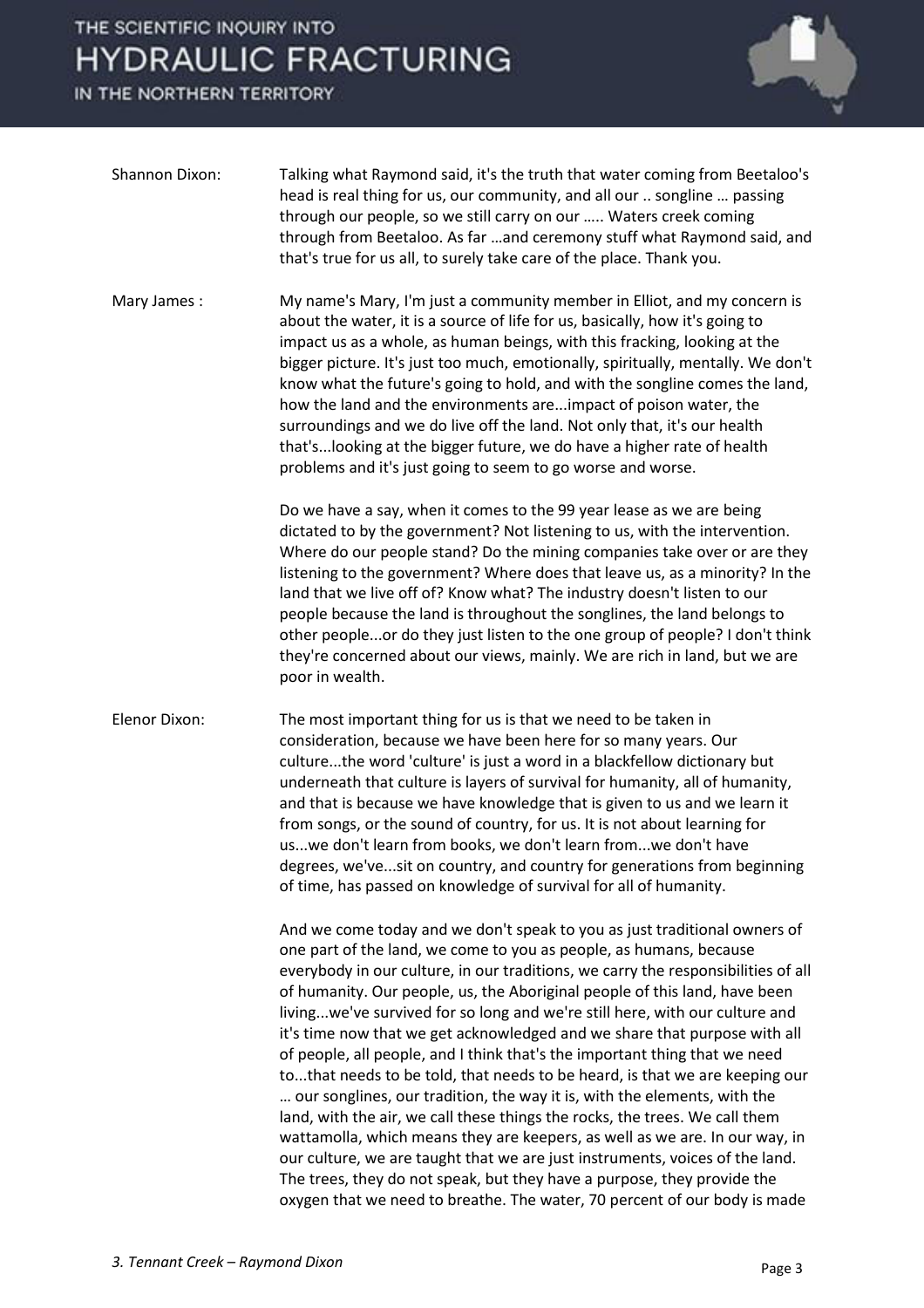**Shannon Dixon:** Talking what Raymond said, it's the truth that water coming from Beetaloo's head is real thing for us, our community, and all our .. songline … passing through our people, so we still carry on our ….. Waters creek coming through from Beetaloo. As far …and ceremony stuff what Raymond said, and that's true for us all, to surely take care of the place. Thank you.

**Mary James :** My name's Mary, I'm just a community member in Elliot, and my concern is about the water, it is a source of life for us, basically, how it's going to impact us as a whole, as human beings, with this fracking, looking at the bigger picture. It's just too much, emotionally, spiritually, mentally. We don't know what the future's going to hold, and with the songline comes the land, how the land and the environments are...impact of poison water, the surroundings and we do live off the land. Not only that, it's our health that's...looking at the bigger future, we do have a higher rate of health problems and it's just going to seem to go worse and worse.

Do we have a say, when it comes to the 99 year lease as we are being dictated to by the government? Not listening to us, with the intervention. Where do our people stand? Do the mining companies take over or are they listening to the government? Where does that leave us, as a minority? In the land that we live off of? Know what? The industry doesn't listen to our people because the land is throughout the songlines, the land belongs to other people...or do they just listen to the one group of people? I don't think they're concerned about our views, mainly. We are rich in land, but we are poor in wealth.

**Elenor Dixon:** The most important thing for us is that we need to be taken in consideration, because we have been here for so many years. Our culture...the word 'culture' is just a word in a blackfellow dictionary but underneath that culture is layers of survival for humanity, all of humanity, and that is because we have knowledge that is given to us and we learn it from songs, or the sound of country, for us. It is not about learning for us...we don't learn from books, we don't learn from...we don't have degrees, we've...sit on country, and country for generations from beginning of time, has passed on knowledge of survival for all of humanity.

And we come today and we don't speak to you as just traditional owners of one part of the land, we come to you as people, as humans, because everybody in our culture, in our traditions, we carry the responsibilities of all of humanity. Our people, us, the Aboriginal people of this land, have been living...we've survived for so long and we're still here, with our culture and it's time now that we get acknowledged and we share that purpose with all of people, all people, and I think that's the important thing that we need to...that needs to be told, that needs to be heard, is that we are keeping our … our songlines, our tradition, the way it is, with the elements, with the land, with the air, we call these things the rocks, the trees. We call them wattamolla, which means they are keepers, as well as we are. In our way, in our culture, we are taught that we are just instruments, voices of the land. The trees, they do not speak, but they have a purpose, they provide the oxygen that we need to breathe. The water, 70 percent of our body is made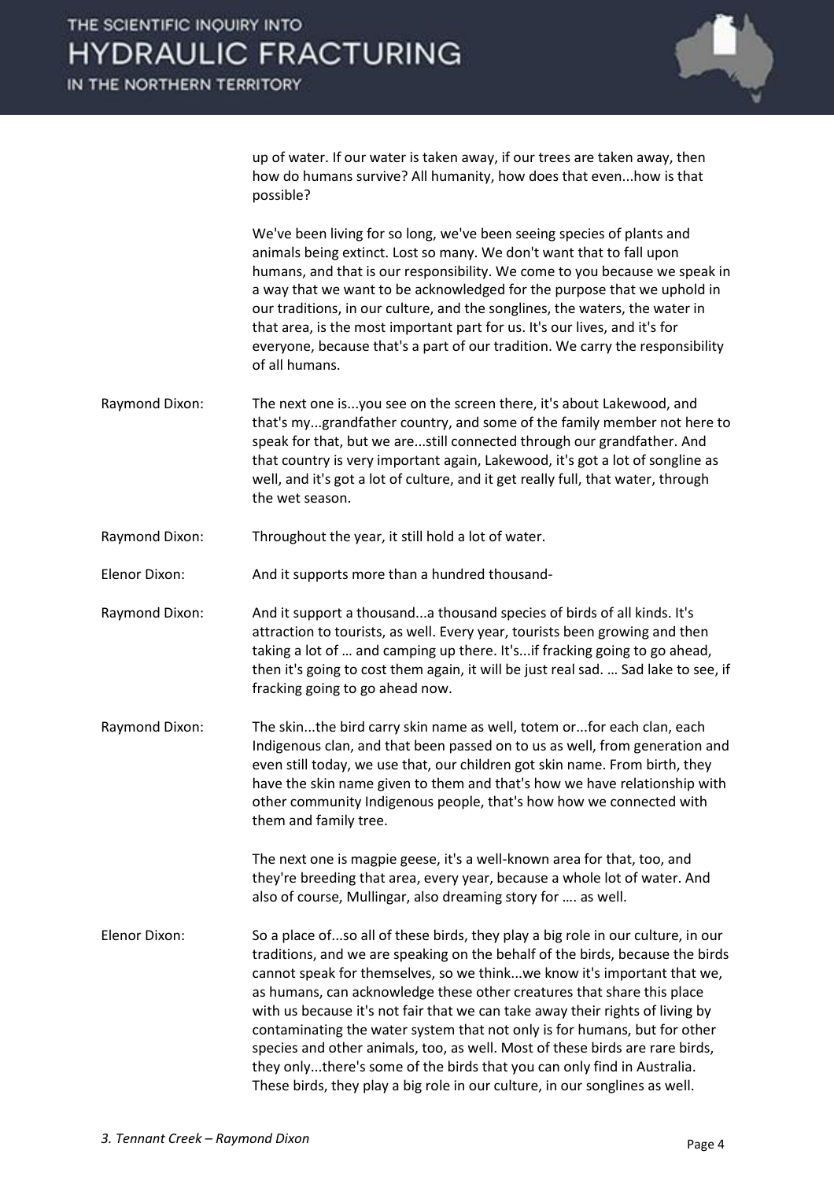up of water. If our water is taken away, if our trees are taken away, then how do humans survive? All humanity, how does that even...how is that possible?

We've been living for so long, we've been seeing species of plants and animals being extinct. Lost so many. We don't want that to fall upon humans, and that is our responsibility. We come to you because we speak in a way that we want to be acknowledged for the purpose that we uphold in our traditions, in our culture, and the songlines, the waters, the water in that area, is the most important part for us. It's our lives, and it's for everyone, because that's a part of our tradition. We carry the responsibility of all humans.

Raymond Dixon: The next one is...you see on the screen there, it's about Lakewood, and that's my...grandfather country, and some of the family member not here to speak for that, but we are...still connected through our grandfather. And that country is very important again, Lakewood, it's got a lot of songline as well, and it's got a lot of culture, and it get really full, that water, through the wet season.

Raymond Dixon: Throughout the year, it still hold a lot of water.

Elenor Dixon: And it supports more than a hundred thousand-

Raymond Dixon: And it support a thousand...a thousand species of birds of all kinds. It's attraction to tourists, as well. Every year, tourists been growing and then taking a lot of … and camping up there. It's...if fracking going to go ahead, then it's going to cost them again, it will be just real sad. … Sad lake to see, if fracking going to go ahead now.

Raymond Dixon: The skin...the bird carry skin name as well, totem or...for each clan, each Indigenous clan, and that been passed on to us as well, from generation and even still today, we use that, our children got skin name. From birth, they have the skin name given to them and that's how we have relationship with other community Indigenous people, that's how how we connected with them and family tree.

The next one is magpie geese, it's a well-known area for that, too, and they're breeding that area, every year, because a whole lot of water. And also of course, Mullingar, also dreaming story for …. as well.

Elenor Dixon: So a place of...so all of these birds, they play a big role in our culture, in our traditions, and we are speaking on the behalf of the birds, because the birds cannot speak for themselves, so we think...we know it's important that we, as humans, can acknowledge these other creatures that share this place with us because it's not fair that we can take away their rights of living by contaminating the water system that not only is for humans, but for other species and other animals, too, as well. Most of these birds are rare birds, they only...there's some of the birds that you can only find in Australia. These birds, they play a big role in our culture, in our songlines as well.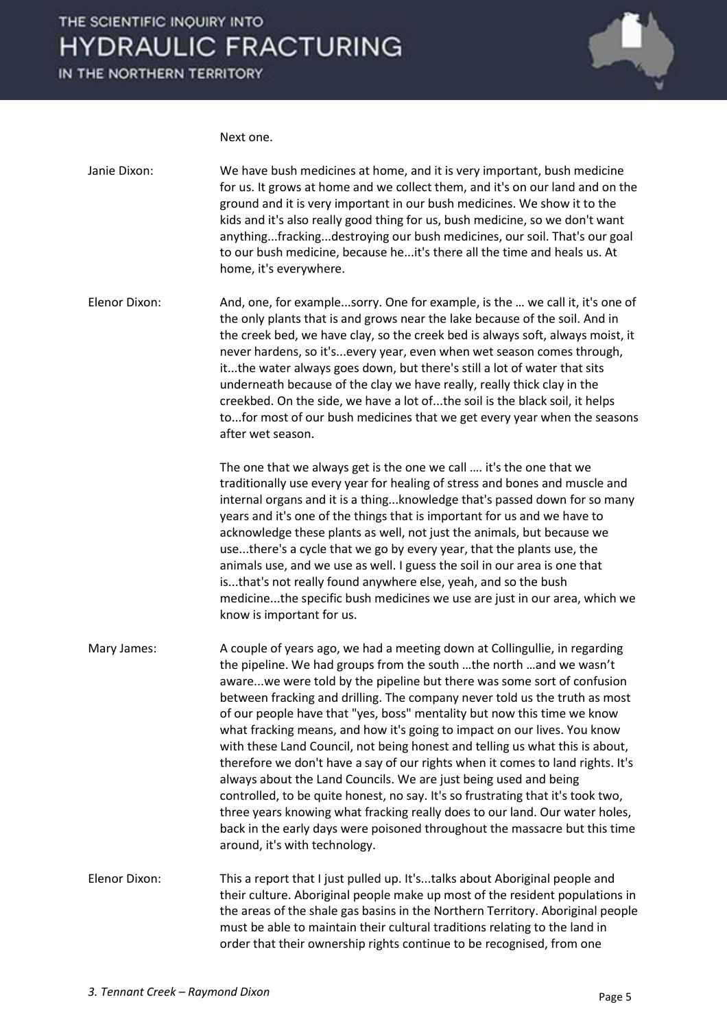Next one.

Janie Dixon: We have bush medicines at home, and it is very important, bush medicine for us. It grows at home and we collect them, and it's on our land and on the ground and it is very important in our bush medicines. We show it to the kids and it's also really good thing for us, bush medicine, so we don't want anything...fracking...destroying our bush medicines, our soil. That's our goal to our bush medicine, because he...it's there all the time and heals us. At home, it's everywhere.

Elenor Dixon: And, one, for example...sorry. One for example, is the … we call it, it's one of the only plants that is and grows near the lake because of the soil. And in the creek bed, we have clay, so the creek bed is always soft, always moist, it never hardens, so it's...every year, even when wet season comes through, it...the water always goes down, but there's still a lot of water that sits underneath because of the clay we have really, really thick clay in the creekbed. On the side, we have a lot of...the soil is the black soil, it helps to...for most of our bush medicines that we get every year when the seasons after wet season.

The one that we always get is the one we call …. it's the one that we traditionally use every year for healing of stress and bones and muscle and internal organs and it is a thing...knowledge that's passed down for so many years and it's one of the things that is important for us and we have to acknowledge these plants as well, not just the animals, but because we use...there's a cycle that we go by every year, that the plants use, the animals use, and we use as well. I guess the soil in our area is one that is...that's not really found anywhere else, yeah, and so the bush medicine...the specific bush medicines we use are just in our area, which we know is important for us.

Mary James: A couple of years ago, we had a meeting down at Collingullie, in regarding the pipeline. We had groups from the south …the north …and we wasn't aware...we were told by the pipeline but there was some sort of confusion between fracking and drilling. The company never told us the truth as most of our people have that "yes, boss" mentality but now this time we know what fracking means, and how it's going to impact on our lives. You know with these Land Council, not being honest and telling us what this is about, therefore we don't have a say of our rights when it comes to land rights. It's always about the Land Councils. We are just being used and being controlled, to be quite honest, no say. It's so frustrating that it's took two, three years knowing what fracking really does to our land. Our water holes, back in the early days were poisoned throughout the massacre but this time around, it's with technology.

Elenor Dixon: This a report that I just pulled up. It's...talks about Aboriginal people and their culture. Aboriginal people make up most of the resident populations in the areas of the shale gas basins in the Northern Territory. Aboriginal people must be able to maintain their cultural traditions relating to the land in order that their ownership rights continue to be recognised, from one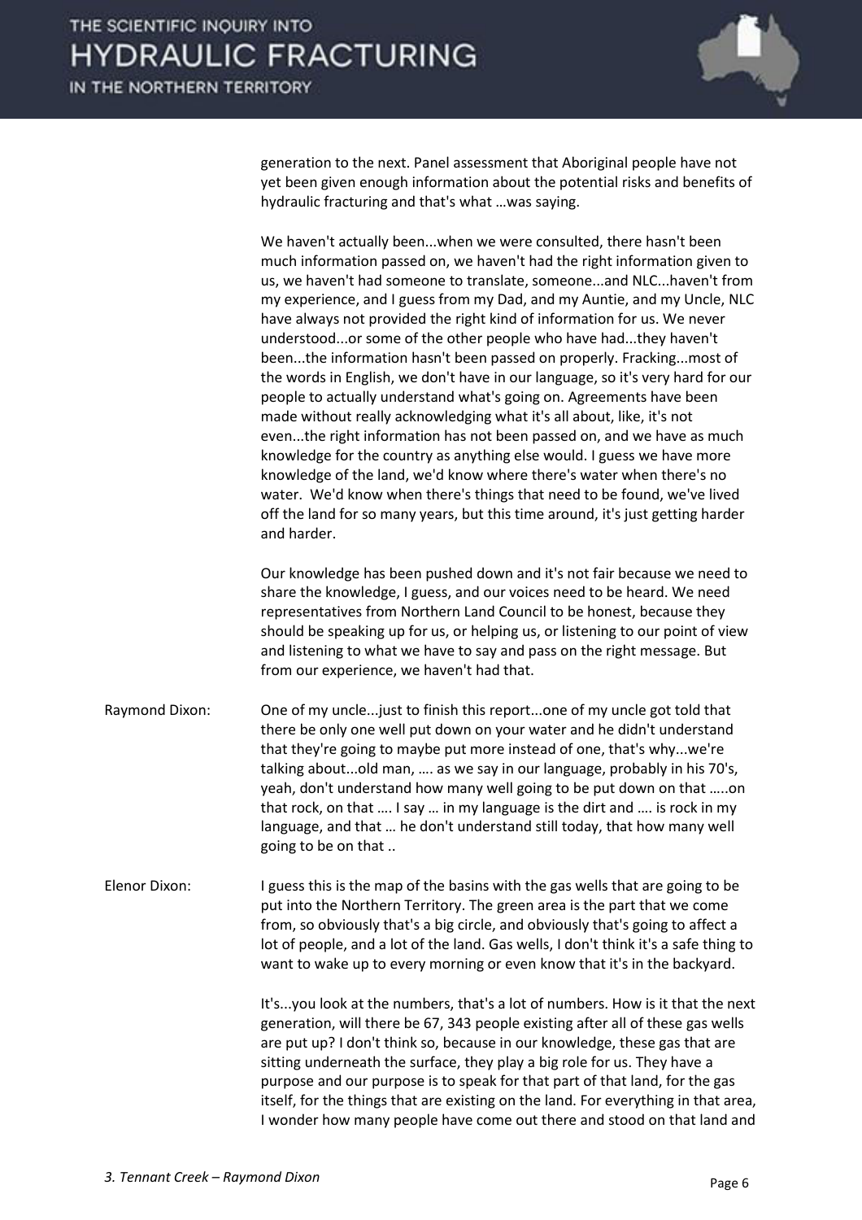generation to the next. Panel assessment that Aboriginal people have not yet been given enough information about the potential risks and benefits of hydraulic fracturing and that's what …was saying.

We haven't actually been...when we were consulted, there hasn't been much information passed on, we haven't had the right information given to us, we haven't had someone to translate, someone...and NLC...haven't from my experience, and I guess from my Dad, and my Auntie, and my Uncle, NLC have always not provided the right kind of information for us. We never understood...or some of the other people who have had...they haven't been...the information hasn't been passed on properly. Fracking...most of the words in English, we don't have in our language, so it's very hard for our people to actually understand what's going on. Agreements have been made without really acknowledging what it's all about, like, it's not even...the right information has not been passed on, and we have as much knowledge for the country as anything else would. I guess we have more knowledge of the land, we'd know where there's water when there's no water. We'd know when there's things that need to be found, we've lived off the land for so many years, but this time around, it's just getting harder and harder.

Our knowledge has been pushed down and it's not fair because we need to share the knowledge, I guess, and our voices need to be heard. We need representatives from Northern Land Council to be honest, because they should be speaking up for us, or helping us, or listening to our point of view and listening to what we have to say and pass on the right message. But from our experience, we haven't had that.

Raymond Dixon: One of my uncle...just to finish this report...one of my uncle got told that there be only one well put down on your water and he didn't understand that they're going to maybe put more instead of one, that's why...we're talking about...old man, …. as we say in our language, probably in his 70's, yeah, don't understand how many well going to be put down on that …..on that rock, on that …. I say … in my language is the dirt and …. is rock in my language, and that … he don't understand still today, that how many well going to be on that ..

Elenor Dixon: I guess this is the map of the basins with the gas wells that are going to be put into the Northern Territory. The green area is the part that we come from, so obviously that's a big circle, and obviously that's going to affect a lot of people, and a lot of the land. Gas wells, I don't think it's a safe thing to want to wake up to every morning or even know that it's in the backyard.

It's...you look at the numbers, that's a lot of numbers. How is it that the next generation, will there be 67, 343 people existing after all of these gas wells are put up? I don't think so, because in our knowledge, these gas that are sitting underneath the surface, they play a big role for us. They have a purpose and our purpose is to speak for that part of that land, for the gas itself, for the things that are existing on the land. For everything in that area, I wonder how many people have come out there and stood on that land and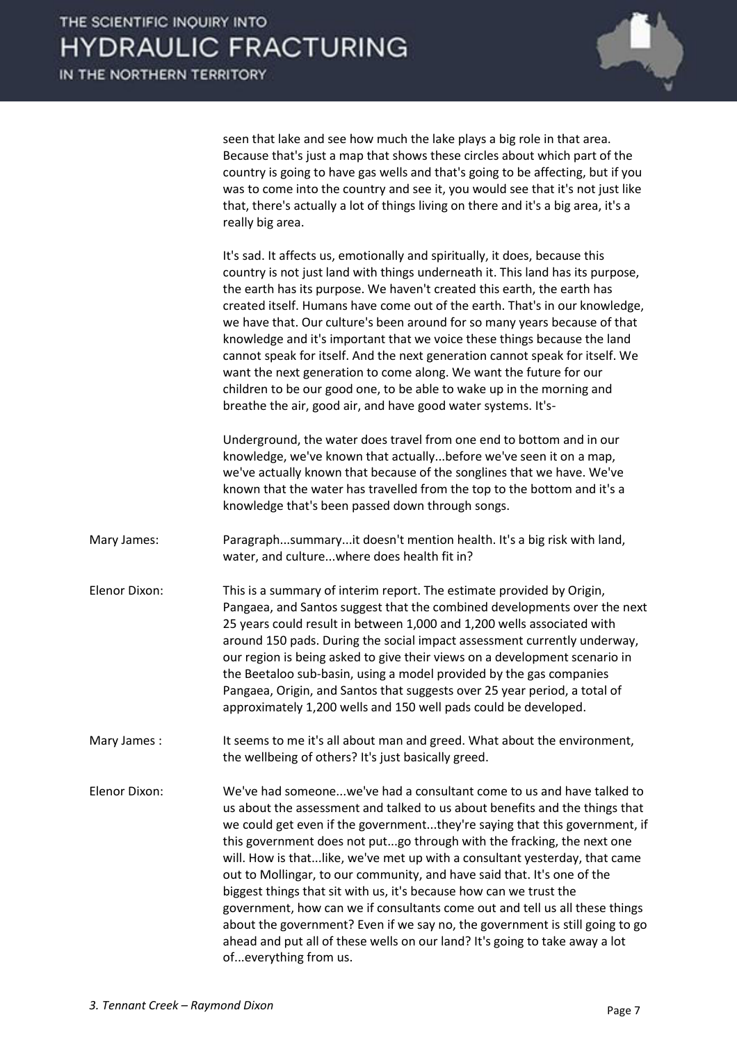seen that lake and see how much the lake plays a big role in that area. Because that's just a map that shows these circles about which part of the country is going to have gas wells and that's going to be affecting, but if you was to come into the country and see it, you would see that it's not just like that, there's actually a lot of things living on there and it's a big area, it's a really big area.

It's sad. It affects us, emotionally and spiritually, it does, because this country is not just land with things underneath it. This land has its purpose, the earth has its purpose. We haven't created this earth, the earth has created itself. Humans have come out of the earth. That's in our knowledge, we have that. Our culture's been around for so many years because of that knowledge and it's important that we voice these things because the land cannot speak for itself. And the next generation cannot speak for itself. We want the next generation to come along. We want the future for our children to be our good one, to be able to wake up in the morning and breathe the air, good air, and have good water systems. It's-

Underground, the water does travel from one end to bottom and in our knowledge, we've known that actually...before we've seen it on a map, we've actually known that because of the songlines that we have. We've known that the water has travelled from the top to the bottom and it's a knowledge that's been passed down through songs.

Mary James: Paragraph...summary...it doesn't mention health. It's a big risk with land, water, and culture...where does health fit in?

Elenor Dixon: This is a summary of interim report. The estimate provided by Origin, Pangaea, and Santos suggest that the combined developments over the next 25 years could result in between 1,000 and 1,200 wells associated with around 150 pads. During the social impact assessment currently underway, our region is being asked to give their views on a development scenario in the Beetaloo sub-basin, using a model provided by the gas companies Pangaea, Origin, and Santos that suggests over 25 year period, a total of approximately 1,200 wells and 150 well pads could be developed.

Mary James : It seems to me it's all about man and greed. What about the environment, the wellbeing of others? It's just basically greed.

Elenor Dixon: We've had someone...we've had a consultant come to us and have talked to us about the assessment and talked to us about benefits and the things that we could get even if the government...they're saying that this government, if this government does not put...go through with the fracking, the next one will. How is that...like, we've met up with a consultant yesterday, that came out to Mollingar, to our community, and have said that. It's one of the biggest things that sit with us, it's because how can we trust the government, how can we if consultants come out and tell us all these things about the government? Even if we say no, the government is still going to go ahead and put all of these wells on our land? It's going to take away a lot of...everything from us.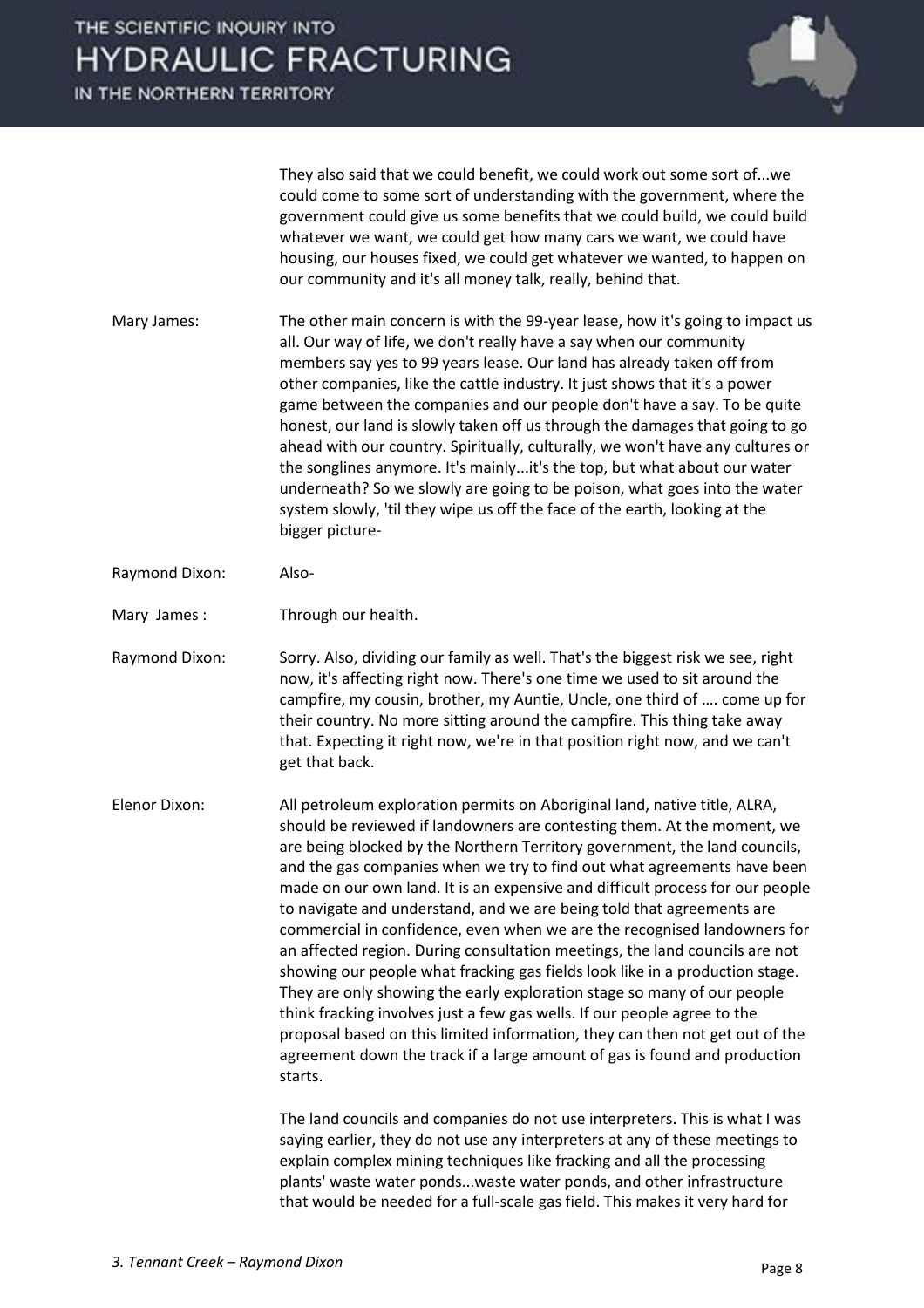They also said that we could benefit, we could work out some sort of...we could come to some sort of understanding with the government, where the government could give us some benefits that we could build, we could build whatever we want, we could get how many cars we want, we could have housing, our houses fixed, we could get whatever we wanted, to happen on our community and it's all money talk, really, behind that.

Mary James: The other main concern is with the 99-year lease, how it's going to impact us all. Our way of life, we don't really have a say when our community members say yes to 99 years lease. Our land has already taken off from other companies, like the cattle industry. It just shows that it's a power game between the companies and our people don't have a say. To be quite honest, our land is slowly taken off us through the damages that going to go ahead with our country. Spiritually, culturally, we won't have any cultures or the songlines anymore. It's mainly...it's the top, but what about our water underneath? So we slowly are going to be poison, what goes into the water system slowly, 'til they wipe us off the face of the earth, looking at the bigger picture-

Raymond Dixon: Also-

Mary James: Through our health.

Raymond Dixon: Sorry. Also, dividing our family as well. That's the biggest risk we see, right now, it's affecting right now. There's one time we used to sit around the campfire, my cousin, brother, my Auntie, Uncle, one third of …. come up for their country. No more sitting around the campfire. This thing take away that. Expecting it right now, we're in that position right now, and we can't get that back.

Elenor Dixon: All petroleum exploration permits on Aboriginal land, native title, ALRA, should be reviewed if landowners are contesting them. At the moment, we are being blocked by the Northern Territory government, the land councils, and the gas companies when we try to find out what agreements have been made on our own land. It is an expensive and difficult process for our people to navigate and understand, and we are being told that agreements are commercial in confidence, even when we are the recognised landowners for an affected region. During consultation meetings, the land councils are not showing our people what fracking gas fields look like in a production stage. They are only showing the early exploration stage so many of our people think fracking involves just a few gas wells. If our people agree to the proposal based on this limited information, they can then not get out of the agreement down the track if a large amount of gas is found and production starts.

The land councils and companies do not use interpreters. This is what I was saying earlier, they do not use any interpreters at any of these meetings to explain complex mining techniques like fracking and all the processing plants' waste water ponds...waste water ponds, and other infrastructure that would be needed for a full-scale gas field. This makes it very hard for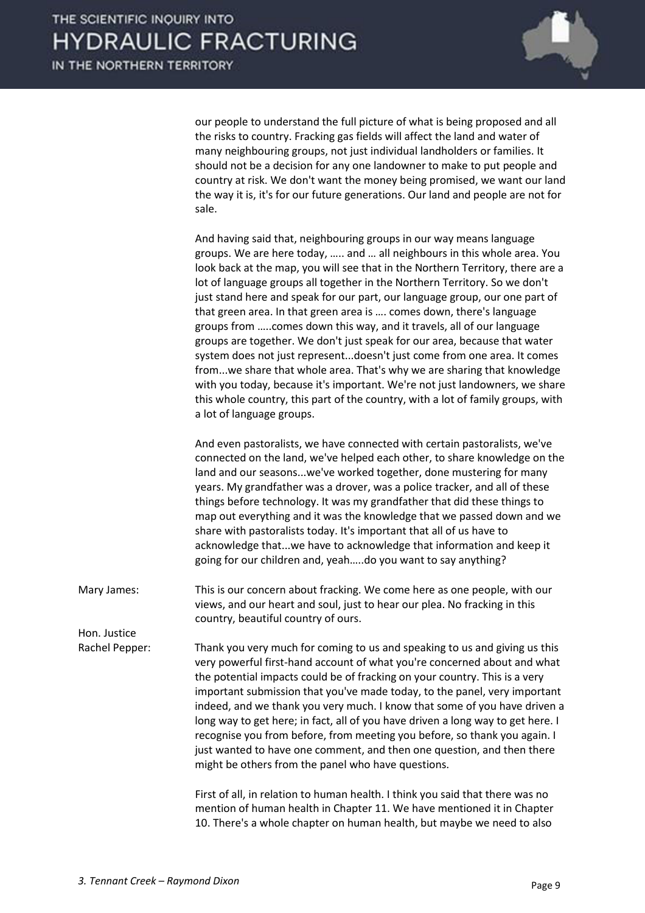our people to understand the full picture of what is being proposed and all the risks to country. Fracking gas fields will affect the land and water of many neighbouring groups, not just individual landholders or families. It should not be a decision for any one landowner to make to put people and country at risk. We don't want the money being promised, we want our land the way it is, it's for our future generations. Our land and people are not for sale.

And having said that, neighbouring groups in our way means language groups. We are here today, ….. and … all neighbours in this whole area. You look back at the map, you will see that in the Northern Territory, there are a lot of language groups all together in the Northern Territory. So we don't just stand here and speak for our part, our language group, our one part of that green area. In that green area is …. comes down, there's language groups from …..comes down this way, and it travels, all of our language groups are together. We don't just speak for our area, because that water system does not just represent...doesn't just come from one area. It comes from...we share that whole area. That's why we are sharing that knowledge with you today, because it's important. We're not just landowners, we share this whole country, this part of the country, with a lot of family groups, with a lot of language groups.

And even pastoralists, we have connected with certain pastoralists, we've connected on the land, we've helped each other, to share knowledge on the land and our seasons...we've worked together, done mustering for many years. My grandfather was a drover, was a police tracker, and all of these things before technology. It was my grandfather that did these things to map out everything and it was the knowledge that we passed down and we share with pastoralists today. It's important that all of us have to acknowledge that...we have to acknowledge that information and keep it going for our children and, yeah…..do you want to say anything?

Mary James: This is our concern about fracking. We come here as one people, with our views, and our heart and soul, just to hear our plea. No fracking in this country, beautiful country of ours.

Hon. Justice Rachel Pepper: Thank you very much for coming to us and speaking to us and giving us this very powerful first-hand account of what you're concerned about and what the potential impacts could be of fracking on your country. This is a very important submission that you've made today, to the panel, very important indeed, and we thank you very much. I know that some of you have driven a long way to get here; in fact, all of you have driven a long way to get here. I recognise you from before, from meeting you before, so thank you again. I just wanted to have one comment, and then one question, and then there might be others from the panel who have questions.

First of all, in relation to human health. I think you said that there was no mention of human health in Chapter 11. We have mentioned it in Chapter 10. There's a whole chapter on human health, but maybe we need to also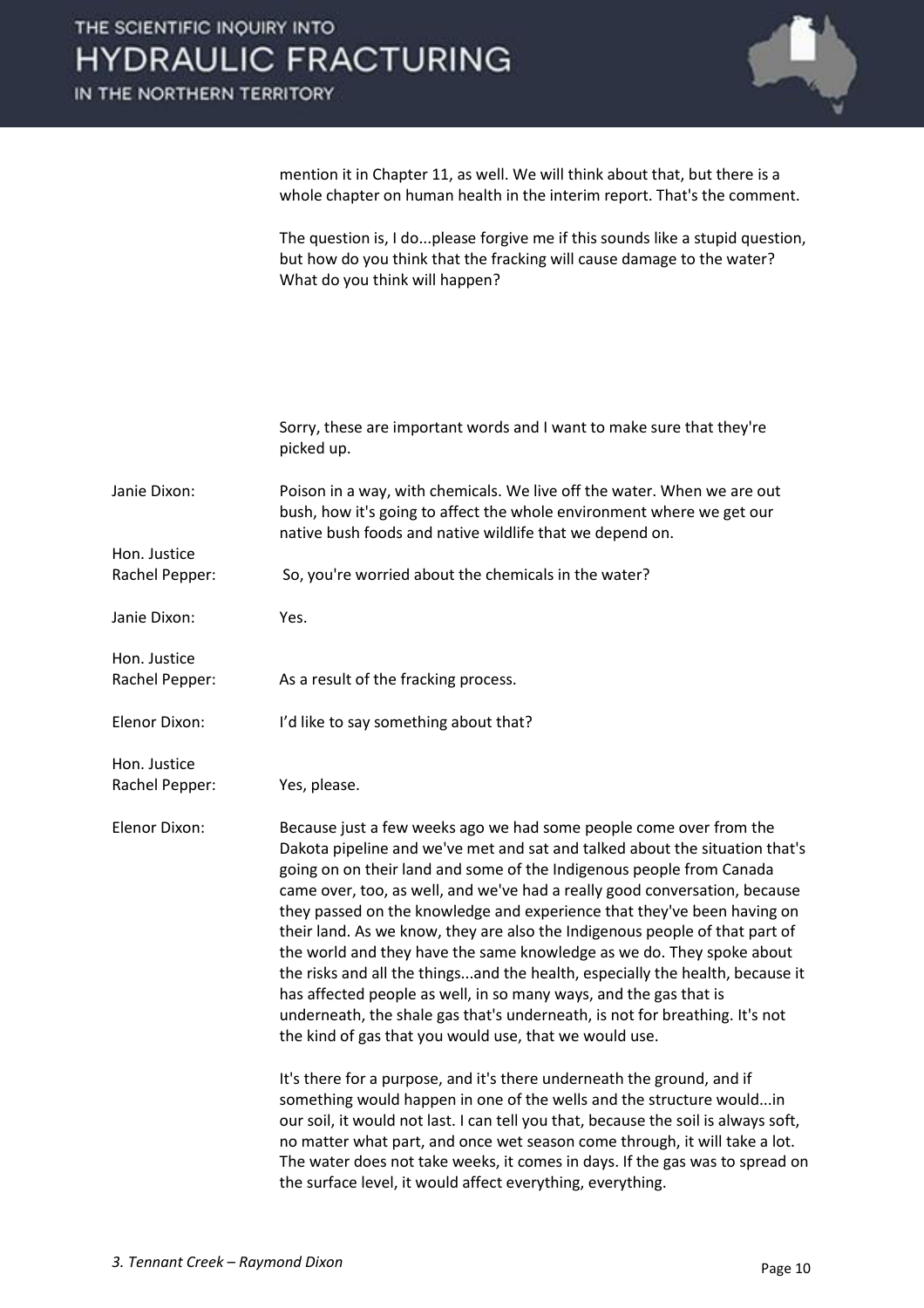mention it in Chapter 11, as well. We will think about that, but there is a whole chapter on human health in the interim report. That's the comment.

The question is, I do...please forgive me if this sounds like a stupid question, but how do you think that the fracking will cause damage to the water? What do you think will happen?

Sorry, these are important words and I want to make sure that they're picked up.

**Janie Dixon:** Poison in a way, with chemicals. We live off the water. When we are out bush, how it's going to affect the whole environment where we get our native bush foods and native wildlife that we depend on.

**Hon. Justice Rachel Pepper:** So, you're worried about the chemicals in the water?

**Janie Dixon:** Yes.

**Hon. Justice Rachel Pepper:** As a result of the fracking process.

**Elenor Dixon:** I'd like to say something about that?

**Hon. Justice Rachel Pepper:** Yes, please.

**Elenor Dixon:** Because just a few weeks ago we had some people come over from the Dakota pipeline and we've met and sat and talked about the situation that's going on on their land and some of the Indigenous people from Canada came over, too, as well, and we've had a really good conversation, because they passed on the knowledge and experience that they've been having on their land. As we know, they are also the Indigenous people of that part of the world and they have the same knowledge as we do. They spoke about the risks and all the things...and the health, especially the health, because it has affected people as well, in so many ways, and the gas that is underneath, the shale gas that's underneath, is not for breathing. It's not the kind of gas that you would use, that we would use.

It's there for a purpose, and it's there underneath the ground, and if something would happen in one of the wells and the structure would...in our soil, it would not last. I can tell you that, because the soil is always soft, no matter what part, and once wet season come through, it will take a lot. The water does not take weeks, it comes in days. If the gas was to spread on the surface level, it would affect everything, everything.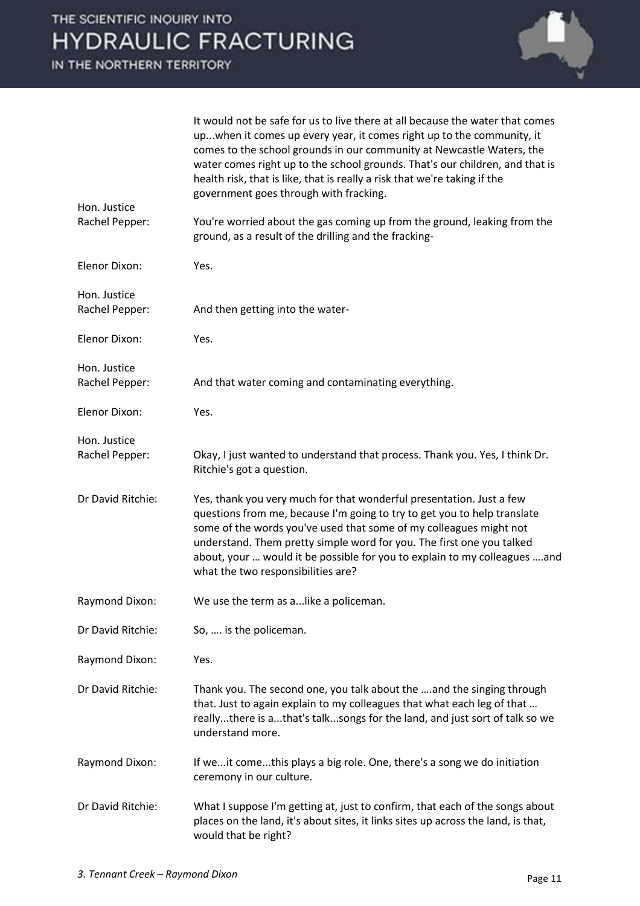It would not be safe for us to live there at all because the water that comes up...when it comes up every year, it comes right up to the community, it comes to the school grounds in our community at Newcastle Waters, the water comes right up to the school grounds. That's our children, and that is health risk, that is like, that is really a risk that we're taking if the government goes through with fracking.

**Hon. Justice Rachel Pepper:** You're worried about the gas coming up from the ground, leaking from the ground, as a result of the drilling and the fracking-

**Elenor Dixon:** Yes.

**Hon. Justice Rachel Pepper:** And then getting into the water-

**Elenor Dixon:** Yes.

**Hon. Justice Rachel Pepper:** And that water coming and contaminating everything.

**Elenor Dixon:** Yes.

**Hon. Justice Rachel Pepper:** Okay, I just wanted to understand that process. Thank you. Yes, I think Dr. Ritchie's got a question.

**Dr David Ritchie:** Yes, thank you very much for that wonderful presentation. Just a few questions from me, because I'm going to try to get you to help translate some of the words you've used that some of my colleagues might not understand. Them pretty simple word for you. The first one you talked about, your … would it be possible for you to explain to my colleagues ….and what the two responsibilities are?

**Raymond Dixon:** We use the term as a...like a policeman.

**Dr David Ritchie:** So, …. is the policeman.

**Raymond Dixon:** Yes.

**Dr David Ritchie:** Thank you. The second one, you talk about the ….and the singing through that. Just to again explain to my colleagues that what each leg of that … really...there is a...that's talk...songs for the land, and just sort of talk so we understand more.

**Raymond Dixon:** If we...it come...this plays a big role. One, there's a song we do initiation ceremony in our culture.

**Dr David Ritchie:** What I suppose I'm getting at, just to confirm, that each of the songs about places on the land, it's about sites, it links sites up across the land, is that, would that be right?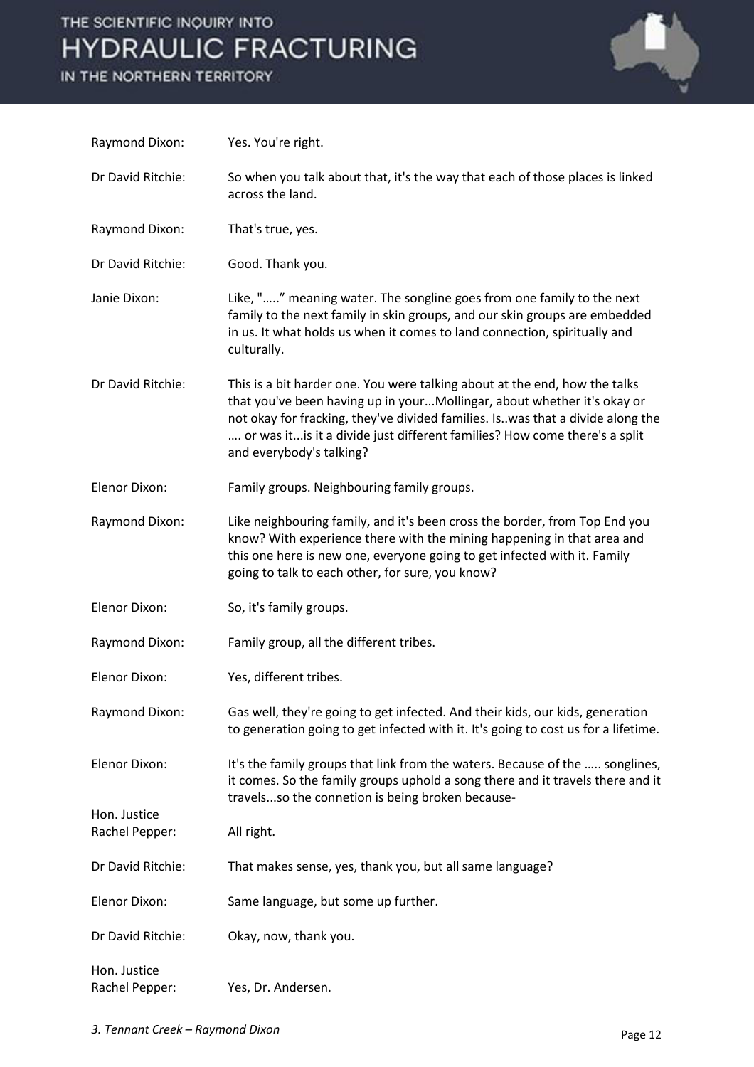Raymond Dixon: Yes. You're right.

Dr David Ritchie: So when you talk about that, it's the way that each of those places is linked across the land.

Raymond Dixon: That's true, yes.

Dr David Ritchie: Good. Thank you.

Janie Dixon: Like, "….." meaning water. The songline goes from one family to the next family to the next family in skin groups, and our skin groups are embedded in us. It what holds us when it comes to land connection, spiritually and culturally.

Dr David Ritchie: This is a bit harder one. You were talking about at the end, how the talks that you've been having up in your...Mollingar, about whether it's okay or not okay for fracking, they've divided families. Is..was that a divide along the …. or was it...is it a divide just different families? How come there's a split and everybody's talking?

Elenor Dixon: Family groups. Neighbouring family groups.

Raymond Dixon: Like neighbouring family, and it's been cross the border, from Top End you know? With experience there with the mining happening in that area and this one here is new one, everyone going to get infected with it. Family going to talk to each other, for sure, you know?

Elenor Dixon: So, it's family groups.

Raymond Dixon: Family group, all the different tribes.

Elenor Dixon: Yes, different tribes.

Raymond Dixon: Gas well, they're going to get infected. And their kids, our kids, generation to generation going to get infected with it. It's going to cost us for a lifetime.

Elenor Dixon: It's the family groups that link from the waters. Because of the ….. songlines, it comes. So the family groups uphold a song there and it travels there and it travels...so the connetion is being broken because-

Hon. Justice Rachel Pepper: All right.

Dr David Ritchie: That makes sense, yes, thank you, but all same language?

Elenor Dixon: Same language, but some up further.

Dr David Ritchie: Okay, now, thank you.

Hon. Justice Rachel Pepper: Yes, Dr. Andersen.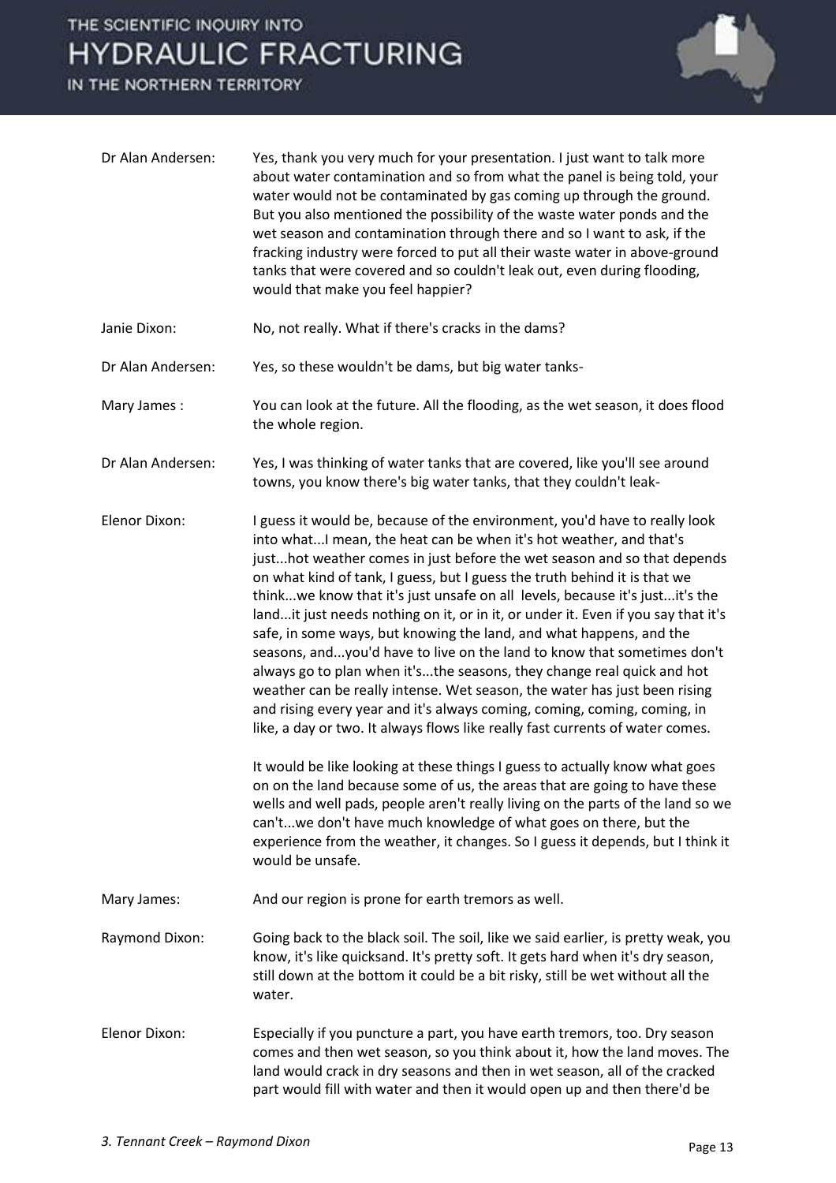Dr Alan Andersen: Yes, thank you very much for your presentation. I just want to talk more about water contamination and so from what the panel is being told, your water would not be contaminated by gas coming up through the ground. But you also mentioned the possibility of the waste water ponds and the wet season and contamination through there and so I want to ask, if the fracking industry were forced to put all their waste water in above-ground tanks that were covered and so couldn't leak out, even during flooding, would that make you feel happier?

Janie Dixon: No, not really. What if there's cracks in the dams?

Dr Alan Andersen: Yes, so these wouldn't be dams, but big water tanks-

Mary James : You can look at the future. All the flooding, as the wet season, it does flood the whole region.

Dr Alan Andersen: Yes, I was thinking of water tanks that are covered, like you'll see around towns, you know there's big water tanks, that they couldn't leak-

Elenor Dixon: I guess it would be, because of the environment, you'd have to really look into what...I mean, the heat can be when it's hot weather, and that's just...hot weather comes in just before the wet season and so that depends on what kind of tank, I guess, but I guess the truth behind it is that we think...we know that it's just unsafe on all levels, because it's just...it's the land...it just needs nothing on it, or in it, or under it. Even if you say that it's safe, in some ways, but knowing the land, and what happens, and the seasons, and...you'd have to live on the land to know that sometimes don't always go to plan when it's...the seasons, they change real quick and hot weather can be really intense. Wet season, the water has just been rising and rising every year and it's always coming, coming, coming, coming, in like, a day or two. It always flows like really fast currents of water comes.

It would be like looking at these things I guess to actually know what goes on on the land because some of us, the areas that are going to have these wells and well pads, people aren't really living on the parts of the land so we can't...we don't have much knowledge of what goes on there, but the experience from the weather, it changes. So I guess it depends, but I think it would be unsafe.

Mary James: And our region is prone for earth tremors as well.

Raymond Dixon: Going back to the black soil. The soil, like we said earlier, is pretty weak, you know, it's like quicksand. It's pretty soft. It gets hard when it's dry season, still down at the bottom it could be a bit risky, still be wet without all the water.

Elenor Dixon: Especially if you puncture a part, you have earth tremors, too. Dry season comes and then wet season, so you think about it, how the land moves. The land would crack in dry seasons and then in wet season, all of the cracked part would fill with water and then it would open up and then there'd be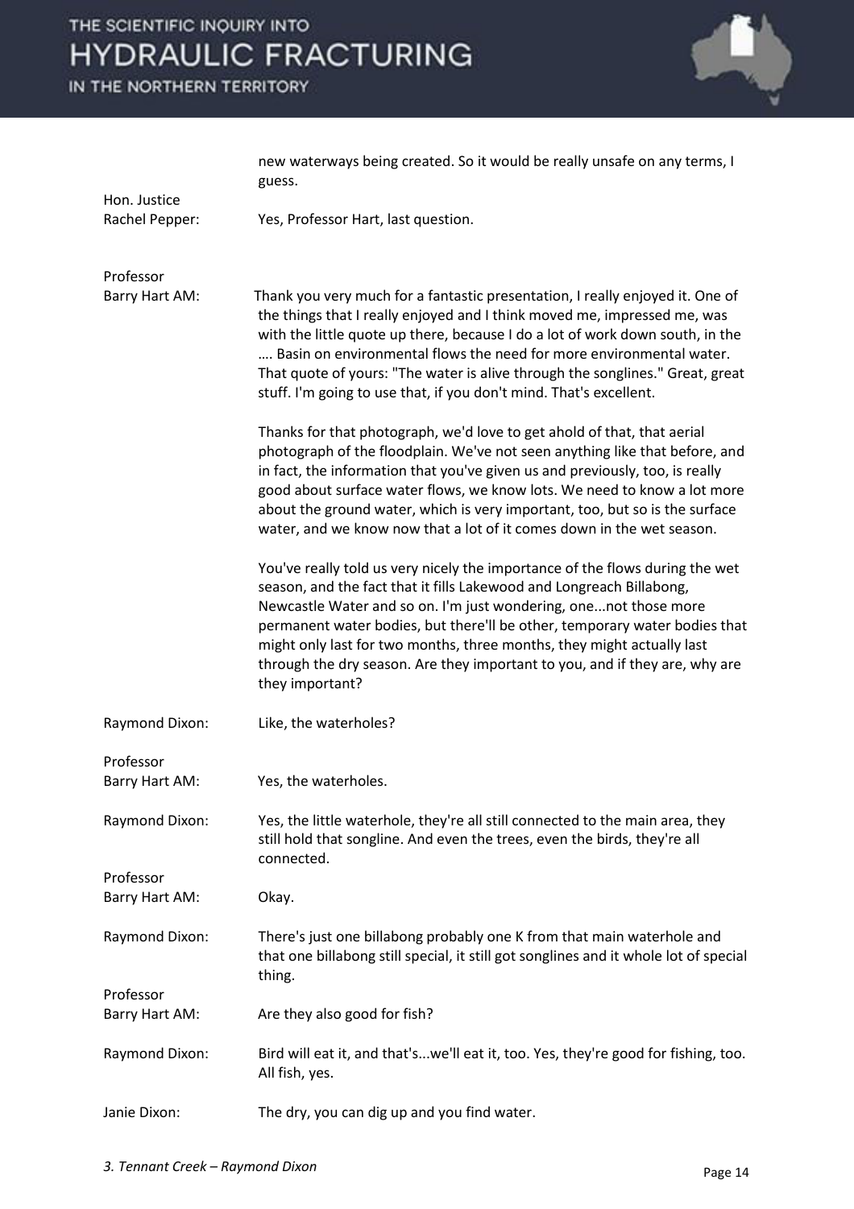new waterways being created. So it would be really unsafe on any terms, I guess.

**Hon. Justice Rachel Pepper:** Yes, Professor Hart, last question.

**Professor Barry Hart AM:** Thank you very much for a fantastic presentation, I really enjoyed it. One of the things that I really enjoyed and I think moved me, impressed me, was with the little quote up there, because I do a lot of work down south, in the …. Basin on environmental flows the need for more environmental water. That quote of yours: "The water is alive through the songlines." Great, great stuff. I'm going to use that, if you don't mind. That's excellent.

Thanks for that photograph, we'd love to get ahold of that, that aerial photograph of the floodplain. We've not seen anything like that before, and in fact, the information that you've given us and previously, too, is really good about surface water flows, we know lots. We need to know a lot more about the ground water, which is very important, too, but so is the surface water, and we know now that a lot of it comes down in the wet season.

You've really told us very nicely the importance of the flows during the wet season, and the fact that it fills Lakewood and Longreach Billabong, Newcastle Water and so on. I'm just wondering, one...not those more permanent water bodies, but there'll be other, temporary water bodies that might only last for two months, three months, they might actually last through the dry season. Are they important to you, and if they are, why are they important?

**Raymond Dixon:** Like, the waterholes?

**Professor Barry Hart AM:** Yes, the waterholes.

**Raymond Dixon:** Yes, the little waterhole, they're all still connected to the main area, they still hold that songline. And even the trees, even the birds, they're all connected.

**Professor Barry Hart AM:** Okay.

**Raymond Dixon:** There's just one billabong probably one K from that main waterhole and that one billabong still special, it still got songlines and it whole lot of special thing.

**Professor Barry Hart AM:** Are they also good for fish?

**Raymond Dixon:** Bird will eat it, and that's...we'll eat it, too. Yes, they're good for fishing, too. All fish, yes.

**Janie Dixon:** The dry, you can dig up and you find water.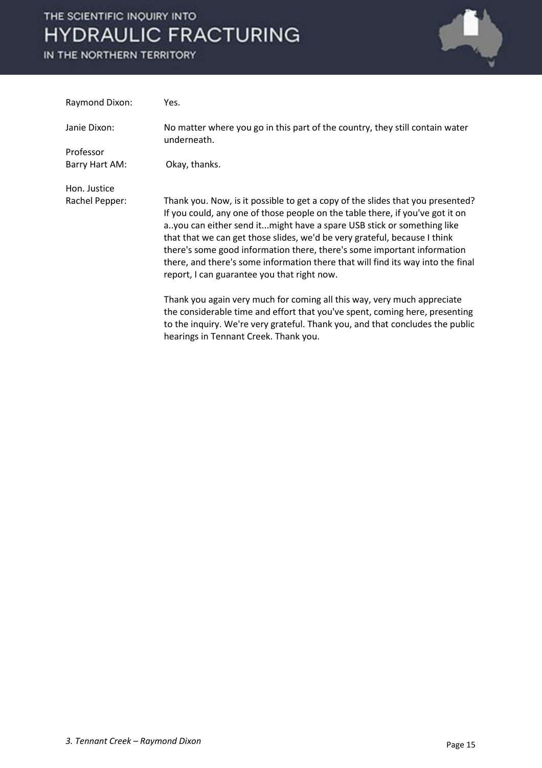Raymond Dixon: Yes.

Janie Dixon: No matter where you go in this part of the country, they still contain water underneath.

Professor Barry Hart AM: Okay, thanks.

Hon. Justice Rachel Pepper: Thank you. Now, is it possible to get a copy of the slides that you presented? If you could, any one of those people on the table there, if you've got it on a..you can either send it...might have a spare USB stick or something like that that we can get those slides, we'd be very grateful, because I think there's some good information there, there's some important information there, and there's some information there that will find its way into the final report, I can guarantee you that right now.

Thank you again very much for coming all this way, very much appreciate the considerable time and effort that you've spent, coming here, presenting to the inquiry. We're very grateful. Thank you, and that concludes the public hearings in Tennant Creek. Thank you.